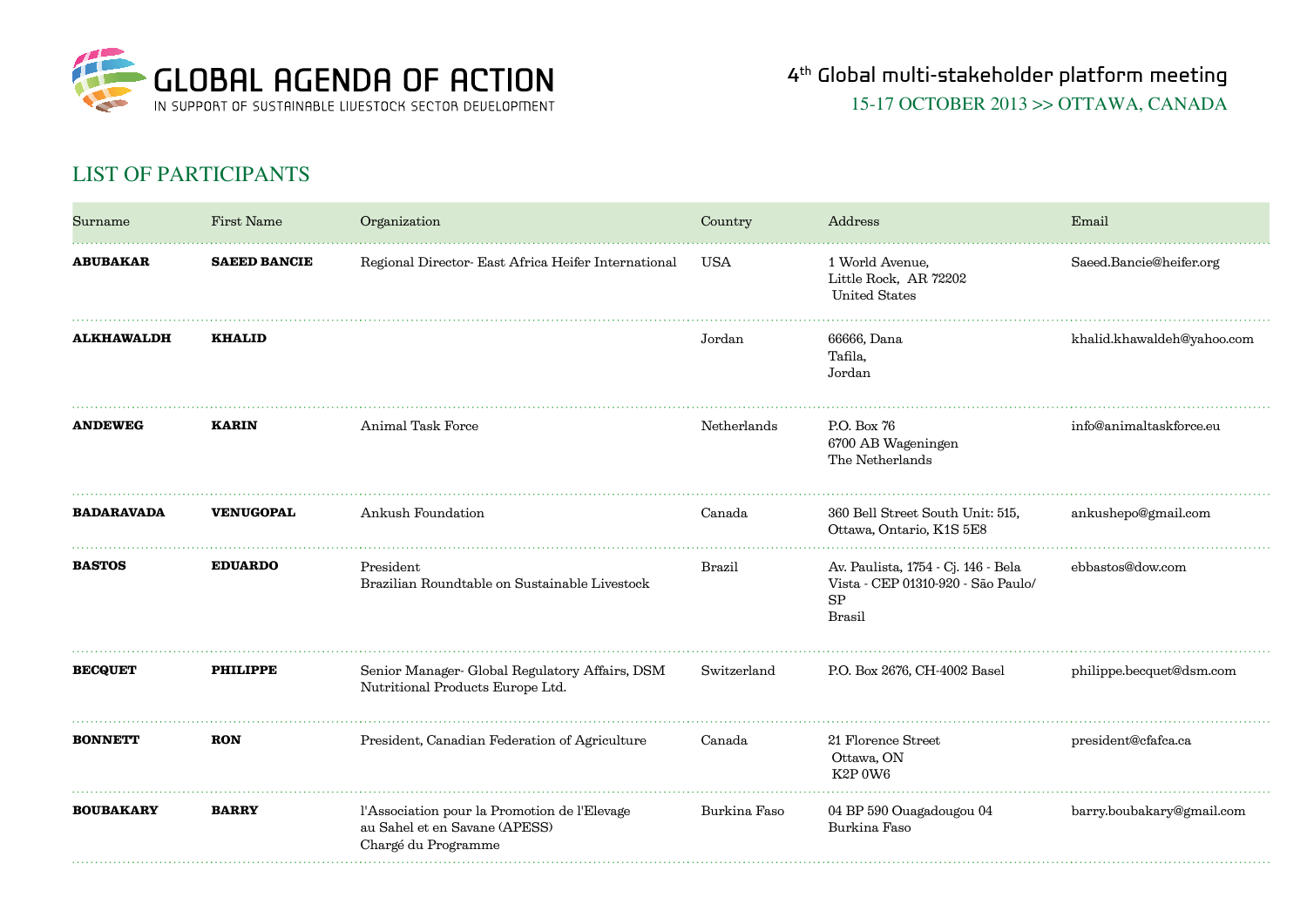# GLOBAL AGENDA OF ACTION

IN SUPPORT OF SUSTAINABLE LIVESTOCK SECTOR DEVELOPMENT

4th Global multi-stakeholder platform meeting

15-17 OCTOBER 2013 >> OTTAWA, CANADA

## LIST OF PARTICIPANTS

| Surname | First Name | Organization | Country | Address | Email |
|---|---|---|---|---|---|
| **ABUBAKAR** | **SAEED BANCIE** | Regional Director- East Africa Heifer International | USA | 1 World Avenue,<br>Little Rock, AR 72202<br>United States | Saeed.Bancie@heifer.org |
| **ALKHAWALDH** | **KHALID** | | Jordan | 66666, Dana<br>Tafila,<br>Jordan | khalid.khawaldeh@yahoo.com |
| **ANDEWEG** | **KARIN** | Animal Task Force | Netherlands | P.O. Box 76<br>6700 AB Wageningen<br>The Netherlands | info@animaltaskforce.eu |
| **BADARAVADA** | **VENUGOPAL** | Ankush Foundation | Canada | 360 Bell Street South Unit: 515,<br>Ottawa, Ontario, K1S 5E8 | ankushepo@gmail.com |
| **BASTOS** | **EDUARDO** | President<br>Brazilian Roundtable on Sustainable Livestock | Brazil | Av. Paulista, 1754 - Cj. 146 - Bela Vista - CEP 01310-920 - São Paulo/ SP<br>Brasil | ebbastos@dow.com |
| **BECQUET** | **PHILIPPE** | Senior Manager- Global Regulatory Affairs, DSM Nutritional Products Europe Ltd. | Switzerland | P.O. Box 2676, CH-4002 Basel | philippe.becquet@dsm.com |
| **BONNETT** | **RON** | President, Canadian Federation of Agriculture | Canada | 21 Florence Street<br>Ottawa, ON<br>K2P 0W6 | president@cfafca.ca |
| **BOUBAKARY** | **BARRY** | l'Association pour la Promotion de l'Elevage au Sahel et en Savane (APESS)<br>Chargé du Programme | Burkina Faso | 04 BP 590 Ouagadougou 04<br>Burkina Faso | barry.boubakary@gmail.com |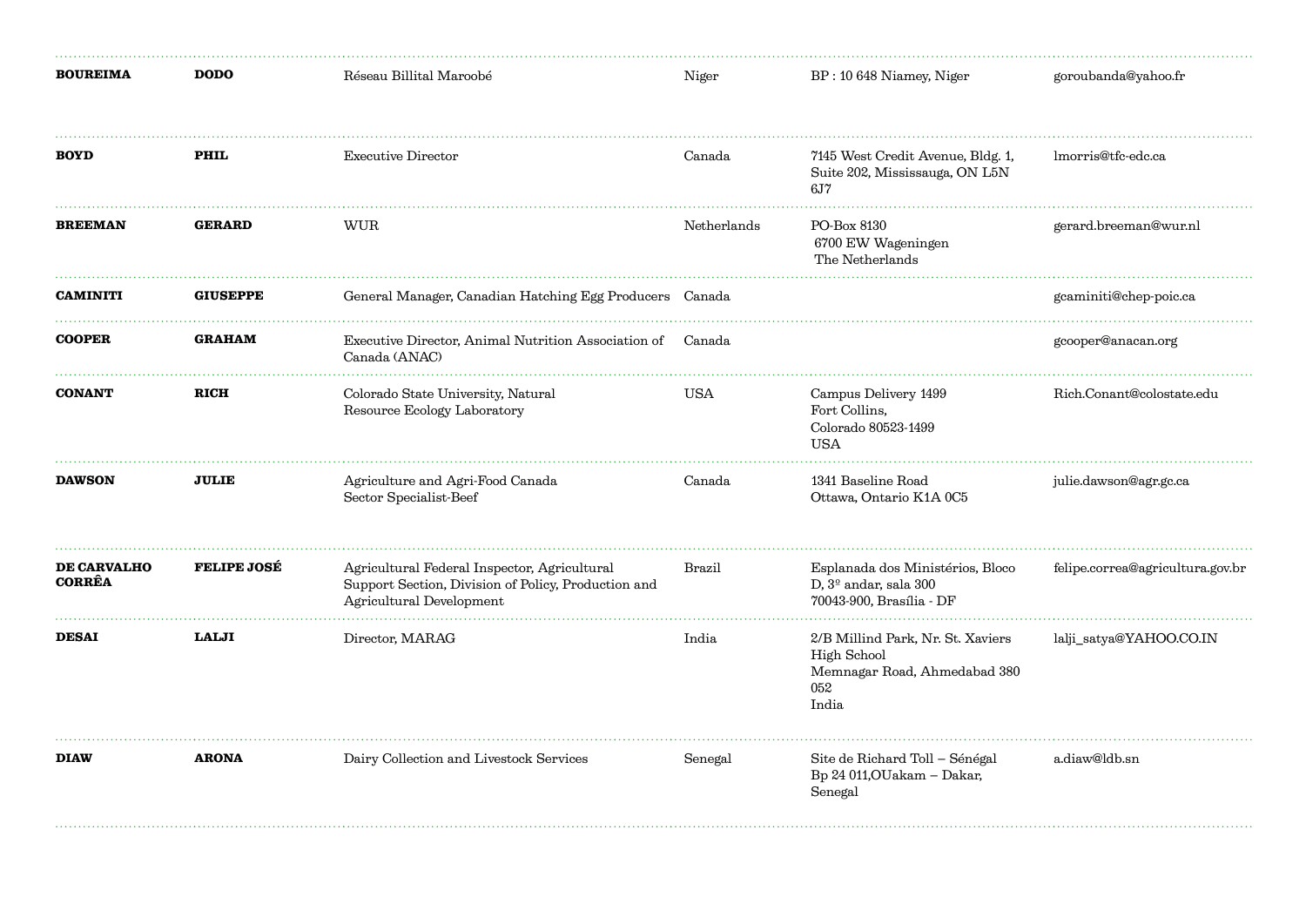| | | | | | |
|---|---|---|---|---|---|
| **BOUREIMA** | **DODO** | Réseau Billital Maroobé | Niger | BP : 10 648 Niamey, Niger | goroubanda@yahoo.fr |
| **BOYD** | **PHIL** | Executive Director | Canada | 7145 West Credit Avenue, Bldg. 1, Suite 202, Mississauga, ON L5N 6J7 | lmorris@tfc-edc.ca |
| **BREEMAN** | **GERARD** | WUR | Netherlands | PO-Box 8130<br>6700 EW Wageningen<br>The Netherlands | gerard.breeman@wur.nl |
| **CAMINITI** | **GIUSEPPE** | General Manager, Canadian Hatching Egg Producers | Canada | | gcaminiti@chep-poic.ca |
| **COOPER** | **GRAHAM** | Executive Director, Animal Nutrition Association of Canada (ANAC) | Canada | | gcooper@anacan.org |
| **CONANT** | **RICH** | Colorado State University, Natural Resource Ecology Laboratory | USA | Campus Delivery 1499<br>Fort Collins,<br>Colorado 80523-1499<br>USA | Rich.Conant@colostate.edu |
| **DAWSON** | **JULIE** | Agriculture and Agri-Food Canada<br>Sector Specialist-Beef | Canada | 1341 Baseline Road<br>Ottawa, Ontario K1A 0C5 | julie.dawson@agr.gc.ca |
| **DE CARVALHO CORRÊA** | **FELIPE JOSÉ** | Agricultural Federal Inspector, Agricultural Support Section, Division of Policy, Production and Agricultural Development | Brazil | Esplanada dos Ministérios, Bloco D, 3º andar, sala 300<br>70043-900, Brasília - DF | felipe.correa@agricultura.gov.br |
| **DESAI** | **LALJI** | Director, MARAG | India | 2/B Millind Park, Nr. St. Xaviers High School<br>Memnagar Road, Ahmedabad 380 052<br>India | lalji_satya@YAHOO.CO.IN |
| **DIAW** | **ARONA** | Dairy Collection and Livestock Services | Senegal | Site de Richard Toll – Sénégal<br>Bp 24 011,OUakam – Dakar,<br>Senegal | a.diaw@ldb.sn |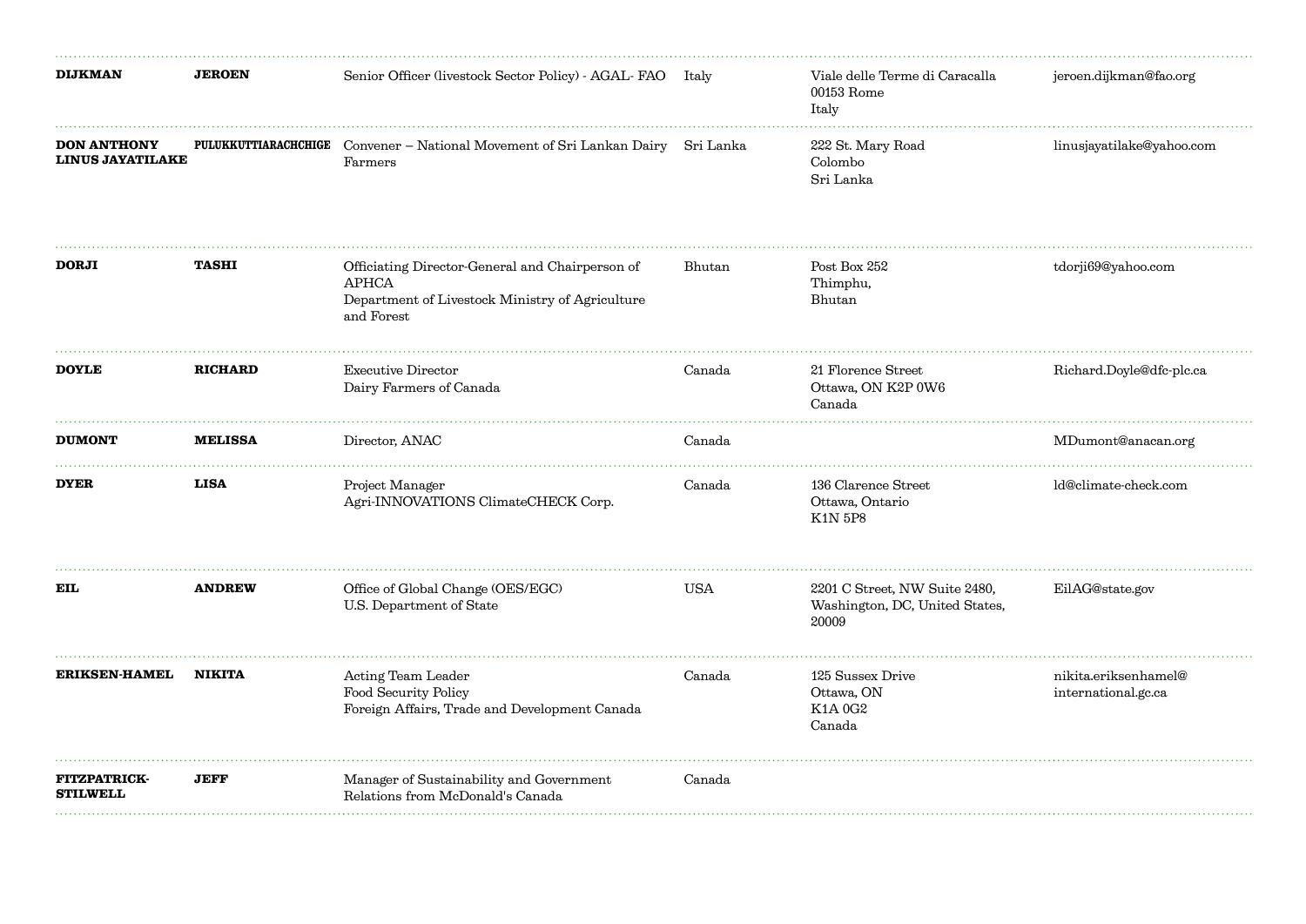| | | | | | |
|---|---|---|---|---|---|
| **DIJKMAN** | **JEROEN** | Senior Officer (livestock Sector Policy) - AGAL- FAO | Italy | Viale delle Terme di Caracalla<br>00153 Rome<br>Italy | jeroen.dijkman@fao.org |
| **DON ANTHONY LINUS JAYATILAKE** | **PULUKKUTTIARACHCHIGE** | Convener – National Movement of Sri Lankan Dairy Farmers | Sri Lanka | 222 St. Mary Road<br>Colombo<br>Sri Lanka | linusjayatilake@yahoo.com |
| **DORJI** | **TASHI** | Officiating Director-General and Chairperson of APHCA<br>Department of Livestock Ministry of Agriculture and Forest | Bhutan | Post Box 252<br>Thimphu,<br>Bhutan | tdorji69@yahoo.com |
| **DOYLE** | **RICHARD** | Executive Director<br>Dairy Farmers of Canada | Canada | 21 Florence Street<br>Ottawa, ON K2P 0W6<br>Canada | Richard.Doyle@dfc-plc.ca |
| **DUMONT** | **MELISSA** | Director, ANAC | Canada | | MDumont@anacan.org |
| **DYER** | **LISA** | Project Manager<br>Agri-INNOVATIONS ClimateCHECK Corp. | Canada | 136 Clarence Street<br>Ottawa, Ontario<br>K1N 5P8 | ld@climate-check.com |
| **EIL** | **ANDREW** | Office of Global Change (OES/EGC)<br>U.S. Department of State | USA | 2201 C Street, NW Suite 2480,<br>Washington, DC, United States,<br>20009 | EilAG@state.gov |
| **ERIKSEN-HAMEL** | **NIKITA** | Acting Team Leader<br>Food Security Policy<br>Foreign Affairs, Trade and Development Canada | Canada | 125 Sussex Drive<br>Ottawa, ON<br>K1A 0G2<br>Canada | nikita.eriksenhamel@<br>international.gc.ca |
| **FITZPATRICK-STILWELL** | **JEFF** | Manager of Sustainability and Government Relations from McDonald's Canada | Canada | | |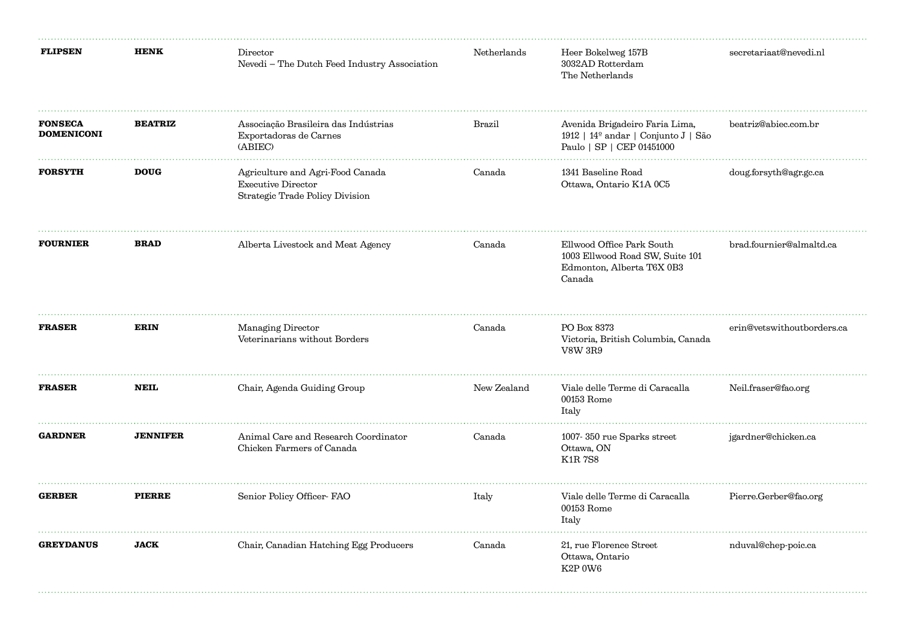| | | | | | |
|---|---|---|---|---|---|
| **FLIPSEN** | **HENK** | Director<br>Nevedi – The Dutch Feed Industry Association | Netherlands | Heer Bokelweg 157B<br>3032AD Rotterdam<br>The Netherlands | secretariaat@nevedi.nl |
| **FONSECA DOMENICONI** | **BEATRIZ** | Associação Brasileira das Indústrias Exportadoras de Carnes<br>(ABIEC) | Brazil | Avenida Brigadeiro Faria Lima, 1912 \| 14º andar \| Conjunto J \| São Paulo \| SP \| CEP 01451000 | beatriz@abiec.com.br |
| **FORSYTH** | **DOUG** | Agriculture and Agri-Food Canada<br>Executive Director<br>Strategic Trade Policy Division | Canada | 1341 Baseline Road<br>Ottawa, Ontario K1A 0C5 | doug.forsyth@agr.gc.ca |
| **FOURNIER** | **BRAD** | Alberta Livestock and Meat Agency | Canada | Ellwood Office Park South<br>1003 Ellwood Road SW, Suite 101<br>Edmonton, Alberta T6X 0B3<br>Canada | brad.fournier@almaltd.ca |
| **FRASER** | **ERIN** | Managing Director<br>Veterinarians without Borders | Canada | PO Box 8373<br>Victoria, British Columbia, Canada<br>V8W 3R9 | erin@vetswithoutborders.ca |
| **FRASER** | **NEIL** | Chair, Agenda Guiding Group | New Zealand | Viale delle Terme di Caracalla<br>00153 Rome<br>Italy | Neil.fraser@fao.org |
| **GARDNER** | **JENNIFER** | Animal Care and Research Coordinator<br>Chicken Farmers of Canada | Canada | 1007- 350 rue Sparks street<br>Ottawa, ON<br>K1R 7S8 | jgardner@chicken.ca |
| **GERBER** | **PIERRE** | Senior Policy Officer- FAO | Italy | Viale delle Terme di Caracalla<br>00153 Rome<br>Italy | Pierre.Gerber@fao.org |
| **GREYDANUS** | **JACK** | Chair, Canadian Hatching Egg Producers | Canada | 21, rue Florence Street<br>Ottawa, Ontario<br>K2P 0W6 | nduval@chep-poic.ca |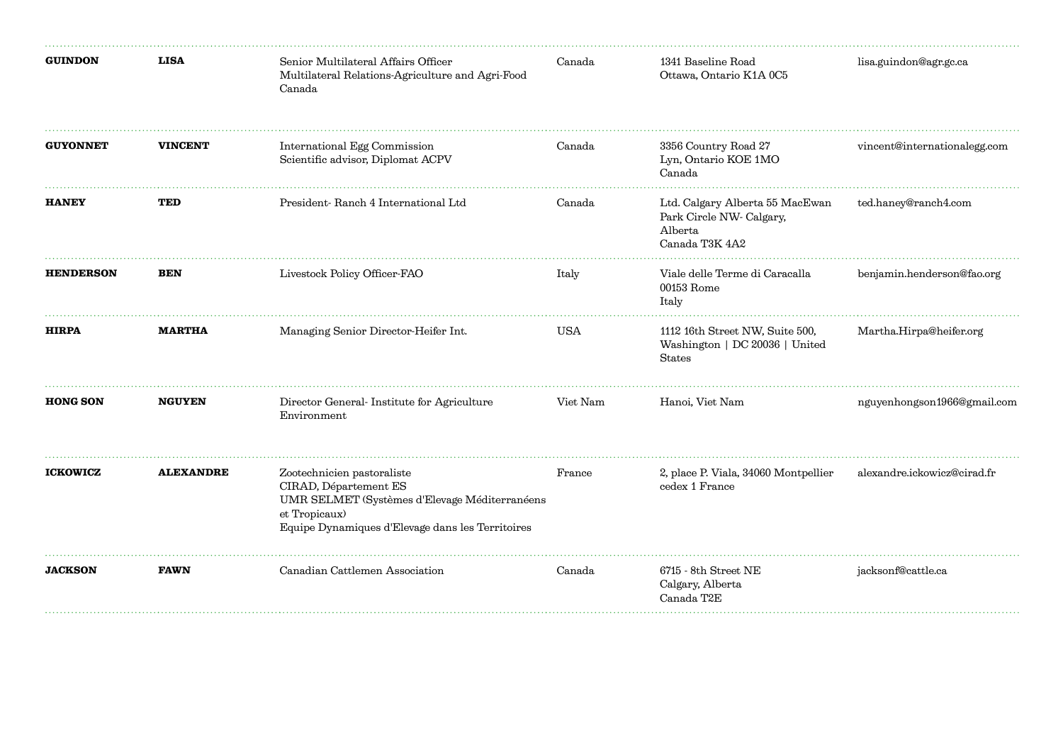| | | | | | |
|---|---|---|---|---|---|
| **GUINDON** | **LISA** | Senior Multilateral Affairs Officer<br>Multilateral Relations-Agriculture and Agri-Food Canada | Canada | 1341 Baseline Road<br>Ottawa, Ontario K1A 0C5 | lisa.guindon@agr.gc.ca |
| **GUYONNET** | **VINCENT** | International Egg Commission<br>Scientific advisor, Diplomat ACPV | Canada | 3356 Country Road 27<br>Lyn, Ontario KOE 1MO<br>Canada | vincent@internationalegg.com |
| **HANEY** | **TED** | President- Ranch 4 International Ltd | Canada | Ltd. Calgary Alberta 55 MacEwan Park Circle NW- Calgary, Alberta<br>Canada T3K 4A2 | ted.haney@ranch4.com |
| **HENDERSON** | **BEN** | Livestock Policy Officer-FAO | Italy | Viale delle Terme di Caracalla<br>00153 Rome<br>Italy | benjamin.henderson@fao.org |
| **HIRPA** | **MARTHA** | Managing Senior Director-Heifer Int. | USA | 1112 16th Street NW, Suite 500, Washington \| DC 20036 \| United States | Martha.Hirpa@heifer.org |
| **HONG SON** | **NGUYEN** | Director General- Institute for Agriculture Environment | Viet Nam | Hanoi, Viet Nam | nguyenhongson1966@gmail.com |
| **ICKOWICZ** | **ALEXANDRE** | Zootechnicien pastoraliste<br>CIRAD, Département ES<br>UMR SELMET (Systèmes d'Elevage Méditerranéens et Tropicaux)<br>Equipe Dynamiques d'Elevage dans les Territoires | France | 2, place P. Viala, 34060 Montpellier cedex 1 France | alexandre.ickowicz@cirad.fr |
| **JACKSON** | **FAWN** | Canadian Cattlemen Association | Canada | 6715 - 8th Street NE<br>Calgary, Alberta<br>Canada T2E | jacksonf@cattle.ca |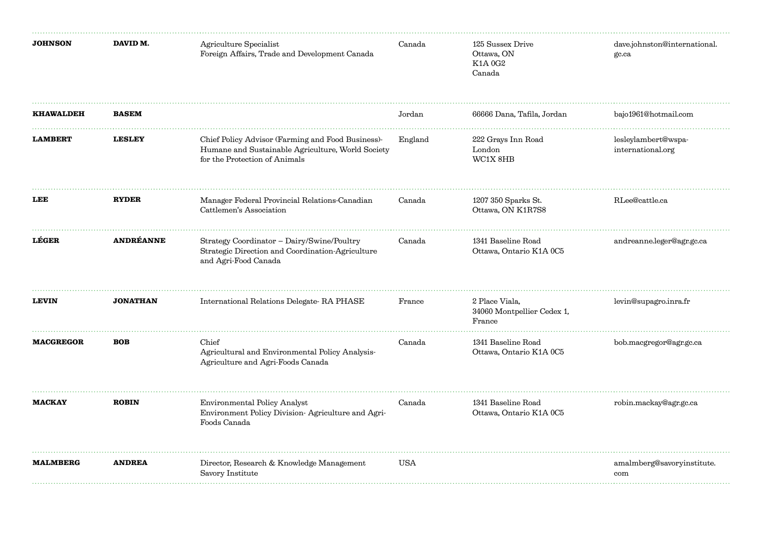| | | | | | |
|---|---|---|---|---|---|
| **JOHNSON** | **DAVID M.** | Agriculture Specialist<br>Foreign Affairs, Trade and Development Canada | Canada | 125 Sussex Drive<br>Ottawa, ON<br>K1A 0G2<br>Canada | dave.johnston@international.gc.ca |
| **KHAWALDEH** | **BASEM** | | Jordan | 66666 Dana, Tafila, Jordan | bajo1961@hotmail.com |
| **LAMBERT** | **LESLEY** | Chief Policy Advisor (Farming and Food Business)-<br>Humane and Sustainable Agriculture, World Society for the Protection of Animals | England | 222 Grays Inn Road<br>London<br>WC1X 8HB | lesleylambert@wspa-international.org |
| **LEE** | **RYDER** | Manager Federal Provincial Relations-Canadian Cattlemen's Association | Canada | 1207 350 Sparks St.<br>Ottawa, ON K1R7S8 | RLee@cattle.ca |
| **LÉGER** | **ANDRÉANNE** | Strategy Coordinator – Dairy/Swine/Poultry<br>Strategic Direction and Coordination-Agriculture and Agri-Food Canada | Canada | 1341 Baseline Road<br>Ottawa, Ontario K1A 0C5 | andreanne.leger@agr.gc.ca |
| **LEVIN** | **JONATHAN** | International Relations Delegate- RA PHASE | France | 2 Place Viala,<br>34060 Montpellier Cedex 1,<br>France | levin@supagro.inra.fr |
| **MACGREGOR** | **BOB** | Chief<br>Agricultural and Environmental Policy Analysis-<br>Agriculture and Agri-Foods Canada | Canada | 1341 Baseline Road<br>Ottawa, Ontario K1A 0C5 | bob.macgregor@agr.gc.ca |
| **MACKAY** | **ROBIN** | Environmental Policy Analyst<br>Environment Policy Division- Agriculture and Agri-Foods Canada | Canada | 1341 Baseline Road<br>Ottawa, Ontario K1A 0C5 | robin.mackay@agr.gc.ca |
| **MALMBERG** | **ANDREA** | Director, Research & Knowledge Management<br>Savory Institute | USA | | amalmberg@savoryinstitute.com |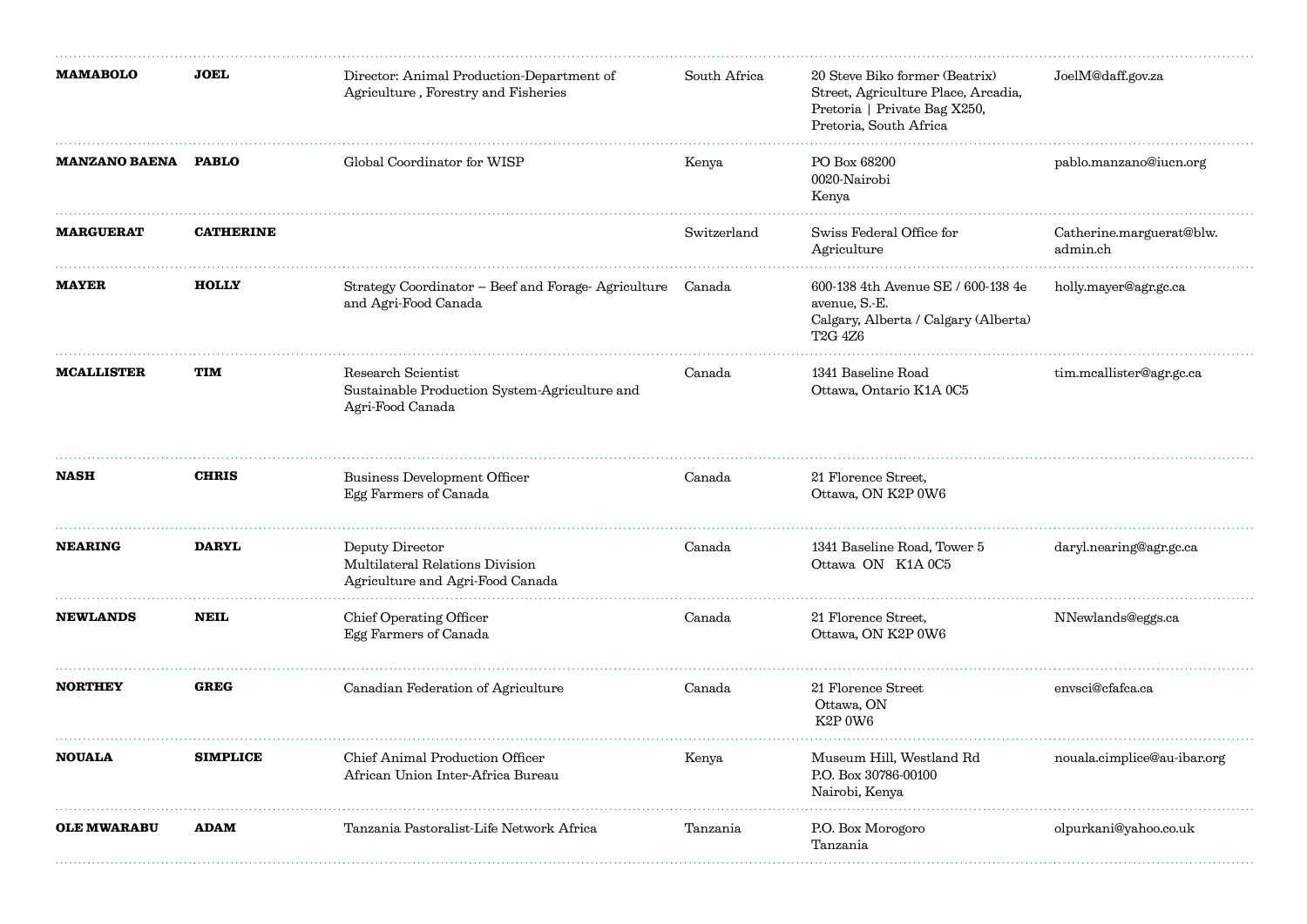| | | | | | |
|---|---|---|---|---|---|
| **MAMABOLO** | **JOEL** | Director: Animal Production-Department of Agriculture , Forestry and Fisheries | South Africa | 20 Steve Biko former (Beatrix) Street, Agriculture Place, Arcadia, Pretoria \| Private Bag X250, Pretoria, South Africa | JoelM@daff.gov.za |
| **MANZANO BAENA** | **PABLO** | Global Coordinator for WISP | Kenya | PO Box 68200<br>0020-Nairobi<br>Kenya | pablo.manzano@iucn.org |
| **MARGUERAT** | **CATHERINE** | | Switzerland | Swiss Federal Office for Agriculture | Catherine.marguerat@blw.admin.ch |
| **MAYER** | **HOLLY** | Strategy Coordinator – Beef and Forage- Agriculture and Agri-Food Canada | Canada | 600-138 4th Avenue SE / 600-138 4e avenue, S.-E.<br>Calgary, Alberta / Calgary (Alberta) T2G 4Z6 | holly.mayer@agr.gc.ca |
| **MCALLISTER** | **TIM** | Research Scientist<br>Sustainable Production System-Agriculture and Agri-Food Canada | Canada | 1341 Baseline Road<br>Ottawa, Ontario K1A 0C5 | tim.mcallister@agr.gc.ca |
| **NASH** | **CHRIS** | Business Development Officer<br>Egg Farmers of Canada | Canada | 21 Florence Street,<br>Ottawa, ON K2P 0W6 | |
| **NEARING** | **DARYL** | Deputy Director<br>Multilateral Relations Division<br>Agriculture and Agri-Food Canada | Canada | 1341 Baseline Road, Tower 5<br>Ottawa ON K1A 0C5 | daryl.nearing@agr.gc.ca |
| **NEWLANDS** | **NEIL** | Chief Operating Officer<br>Egg Farmers of Canada | Canada | 21 Florence Street,<br>Ottawa, ON K2P 0W6 | NNewlands@eggs.ca |
| **NORTHEY** | **GREG** | Canadian Federation of Agriculture | Canada | 21 Florence Street<br>Ottawa, ON<br>K2P 0W6 | envsci@cfafca.ca |
| **NOUALA** | **SIMPLICE** | Chief Animal Production Officer<br>African Union Inter-Africa Bureau | Kenya | Museum Hill, Westland Rd<br>P.O. Box 30786-00100<br>Nairobi, Kenya | nouala.cimplice@au-ibar.org |
| **OLE MWARABU** | **ADAM** | Tanzania Pastoralist-Life Network Africa | Tanzania | P.O. Box Morogoro<br>Tanzania | olpurkani@yahoo.co.uk |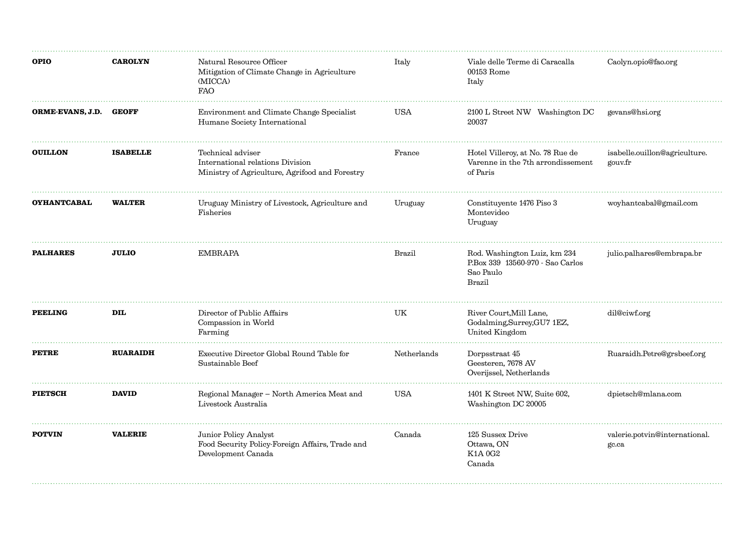| | | | | | |
|---|---|---|---|---|---|
| **OPIO** | **CAROLYN** | Natural Resource Officer<br>Mitigation of Climate Change in Agriculture (MICCA)<br>FAO | Italy | Viale delle Terme di Caracalla<br>00153 Rome<br>Italy | Caolyn.opio@fao.org |
| **ORME-EVANS, J.D.** | **GEOFF** | Environment and Climate Change Specialist<br>Humane Society International | USA | 2100 L Street NW Washington DC 20037 | gevans@hsi.org |
| **OUILLON** | **ISABELLE** | Technical adviser<br>International relations Division<br>Ministry of Agriculture, Agrifood and Forestry | France | Hotel Villeroy, at No. 78 Rue de Varenne in the 7th arrondissement of Paris | isabelle.ouillon@agriculture.gouv.fr |
| **OYHANTCABAL** | **WALTER** | Uruguay Ministry of Livestock, Agriculture and Fisheries | Uruguay | Constituyente 1476 Piso 3<br>Montevideo<br>Uruguay | woyhantcabal@gmail.com |
| **PALHARES** | **JULIO** | EMBRAPA | Brazil | Rod. Washington Luiz, km 234<br>P.Box 339 13560-970 - Sao Carlos<br>Sao Paulo<br>Brazil | julio.palhares@embrapa.br |
| **PEELING** | **DIL** | Director of Public Affairs<br>Compassion in World Farming | UK | River Court,Mill Lane,<br>Godalming,Surrey,GU7 1EZ,<br>United Kingdom | dil@ciwf.org |
| **PETRE** | **RUARAIDH** | Executive Director Global Round Table for Sustainable Beef | Netherlands | Dorpsstraat 45<br>Geesteren, 7678 AV<br>Overijssel, Netherlands | Ruaraidh.Petre@grsbeef.org |
| **PIETSCH** | **DAVID** | Regional Manager – North America Meat and Livestock Australia | USA | 1401 K Street NW, Suite 602,<br>Washington DC 20005 | dpietsch@mlana.com |
| **POTVIN** | **VALERIE** | Junior Policy Analyst<br>Food Security Policy-Foreign Affairs, Trade and Development Canada | Canada | 125 Sussex Drive<br>Ottawa, ON<br>K1A 0G2<br>Canada | valerie.potvin@international.gc.ca |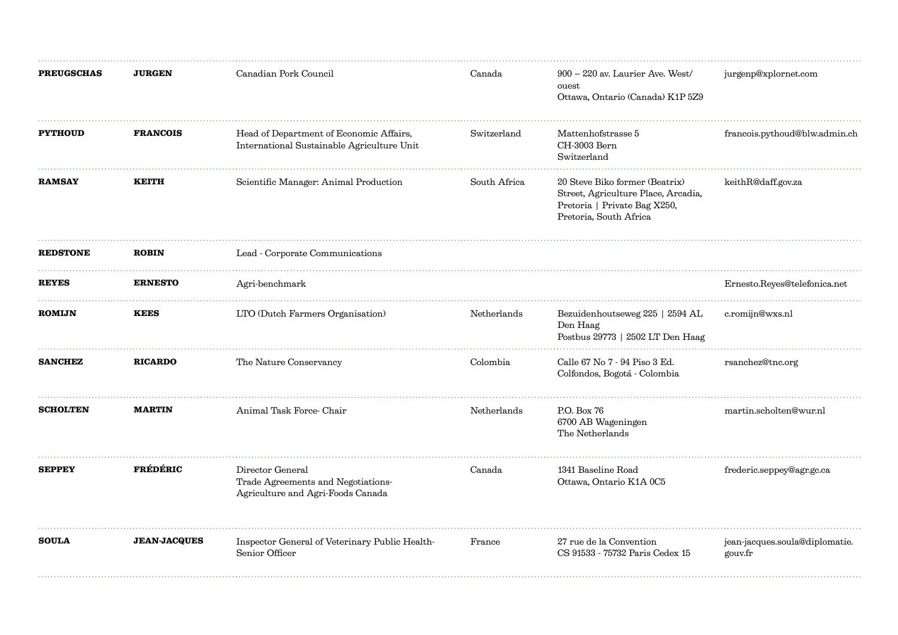| | | | | | |
|---|---|---|---|---|---|
| **PREUGSCHAS** | **JURGEN** | Canadian Pork Council | Canada | 900 – 220 av. Laurier Ave. West/ ouest<br>Ottawa, Ontario (Canada) K1P 5Z9 | jurgenp@xplornet.com |
| **PYTHOUD** | **FRANCOIS** | Head of Department of Economic Affairs, International Sustainable Agriculture Unit | Switzerland | Mattenhofstrasse 5<br>CH-3003 Bern<br>Switzerland | francois.pythoud@blw.admin.ch |
| **RAMSAY** | **KEITH** | Scientific Manager: Animal Production | South Africa | 20 Steve Biko former (Beatrix) Street, Agriculture Place, Arcadia, Pretoria \| Private Bag X250, Pretoria, South Africa | keithR@daff.gov.za |
| **REDSTONE** | **ROBIN** | Lead - Corporate Communications | | | |
| **REYES** | **ERNESTO** | Agri-benchmark | | | Ernesto.Reyes@telefonica.net |
| **ROMIJN** | **KEES** | LTO (Dutch Farmers Organisation) | Netherlands | Bezuidenhoutseweg 225 \| 2594 AL Den Haag<br>Postbus 29773 \| 2502 LT Den Haag | c.romijn@wxs.nl |
| **SANCHEZ** | **RICARDO** | The Nature Conservancy | Colombia | Calle 67 No 7 - 94 Piso 3 Ed. Colfondos, Bogotá - Colombia | rsanchez@tnc.org |
| **SCHOLTEN** | **MARTIN** | Animal Task Force- Chair | Netherlands | P.O. Box 76<br>6700 AB Wageningen<br>The Netherlands | martin.scholten@wur.nl |
| **SEPPEY** | **FRÉDÉRIC** | Director General<br>Trade Agreements and Negotiations-<br>Agriculture and Agri-Foods Canada | Canada | 1341 Baseline Road<br>Ottawa, Ontario K1A 0C5 | frederic.seppey@agr.gc.ca |
| **SOULA** | **JEAN-JACQUES** | Inspector General of Veterinary Public Health-<br>Senior Officer | France | 27 rue de la Convention<br>CS 91533 - 75732 Paris Cedex 15 | jean-jacques.soula@diplomatie.gouv.fr |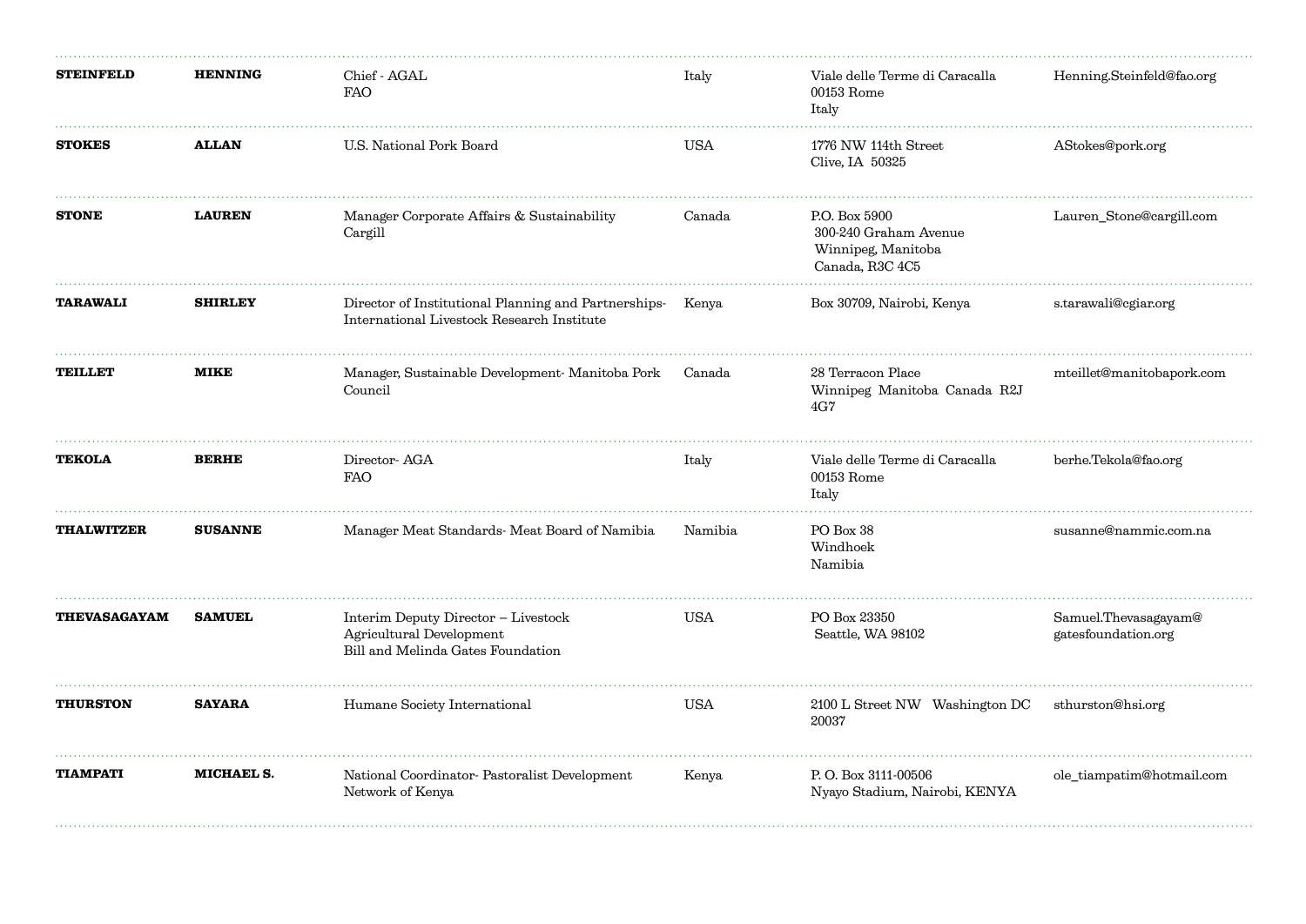| | | | | | |
|---|---|---|---|---|---|
| **STEINFELD** | **HENNING** | Chief - AGAL<br>FAO | Italy | Viale delle Terme di Caracalla<br>00153 Rome<br>Italy | Henning.Steinfeld@fao.org |
| **STOKES** | **ALLAN** | U.S. National Pork Board | USA | 1776 NW 114th Street<br>Clive, IA 50325 | AStokes@pork.org |
| **STONE** | **LAUREN** | Manager Corporate Affairs & Sustainability<br>Cargill | Canada | P.O. Box 5900<br>300-240 Graham Avenue<br>Winnipeg, Manitoba<br>Canada, R3C 4C5 | Lauren_Stone@cargill.com |
| **TARAWALI** | **SHIRLEY** | Director of Institutional Planning and Partnerships-<br>International Livestock Research Institute | Kenya | Box 30709, Nairobi, Kenya | s.tarawali@cgiar.org |
| **TEILLET** | **MIKE** | Manager, Sustainable Development- Manitoba Pork Council | Canada | 28 Terracon Place<br>Winnipeg Manitoba Canada R2J 4G7 | mteillet@manitobapork.com |
| **TEKOLA** | **BERHE** | Director- AGA<br>FAO | Italy | Viale delle Terme di Caracalla<br>00153 Rome<br>Italy | berhe.Tekola@fao.org |
| **THALWITZER** | **SUSANNE** | Manager Meat Standards- Meat Board of Namibia | Namibia | PO Box 38<br>Windhoek<br>Namibia | susanne@nammic.com.na |
| **THEVASAGAYAM** | **SAMUEL** | Interim Deputy Director – Livestock<br>Agricultural Development<br>Bill and Melinda Gates Foundation | USA | PO Box 23350<br>Seattle, WA 98102 | Samuel.Thevasagayam@<br>gatesfoundation.org |
| **THURSTON** | **SAYARA** | Humane Society International | USA | 2100 L Street NW Washington DC 20037 | sthurston@hsi.org |
| **TIAMPATI** | **MICHAEL S.** | National Coordinator- Pastoralist Development Network of Kenya | Kenya | P. O. Box 3111-00506<br>Nyayo Stadium, Nairobi, KENYA | ole_tiampatim@hotmail.com |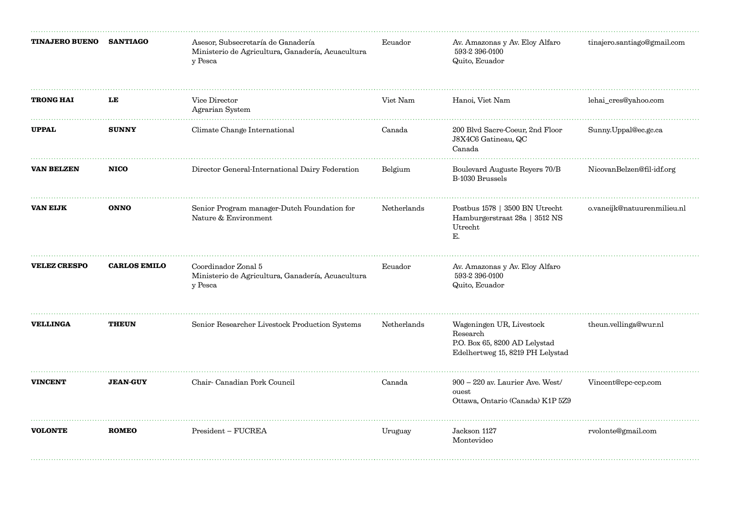| | | | | | |
|---|---|---|---|---|---|
| **TINAJERO BUENO** | **SANTIAGO** | Asesor, Subsecretaría de Ganadería<br>Ministerio de Agricultura, Ganadería, Acuacultura y Pesca | Ecuador | Av. Amazonas y Av. Eloy Alfaro<br>593-2 396-0100<br>Quito, Ecuador | tinajero.santiago@gmail.com |
| **TRONG HAI** | **LE** | Vice Director<br>Agrarian System | Viet Nam | Hanoi, Viet Nam | lehai_cres@yahoo.com |
| **UPPAL** | **SUNNY** | Climate Change International | Canada | 200 Blvd Sacre-Coeur, 2nd Floor<br>J8X4C6 Gatineau, QC<br>Canada | Sunny.Uppal@ec.gc.ca |
| **VAN BELZEN** | **NICO** | Director General-International Dairy Federation | Belgium | Boulevard Auguste Reyers 70/B<br>B-1030 Brussels | NicovanBelzen@fil-idf.org |
| **VAN EIJK** | **ONNO** | Senior Program manager-Dutch Foundation for Nature & Environment | Netherlands | Postbus 1578 \| 3500 BN Utrecht<br>Hamburgerstraat 28a \| 3512 NS Utrecht<br>E. | o.vaneijk@natuurenmilieu.nl |
| **VELEZ CRESPO** | **CARLOS EMILO** | Coordinador Zonal 5<br>Ministerio de Agricultura, Ganadería, Acuacultura y Pesca | Ecuador | Av. Amazonas y Av. Eloy Alfaro<br>593-2 396-0100<br>Quito, Ecuador | |
| **VELLINGA** | **THEUN** | Senior Researcher Livestock Production Systems | Netherlands | Wageningen UR, Livestock Research<br>P.O. Box 65, 8200 AD Lelystad<br>Edelhertweg 15, 8219 PH Lelystad | theun.vellinga@wur.nl |
| **VINCENT** | **JEAN-GUY** | Chair- Canadian Pork Council | Canada | 900 – 220 av. Laurier Ave. West/ ouest<br>Ottawa, Ontario (Canada) K1P 5Z9 | Vincent@cpc-ccp.com |
| **VOLONTE** | **ROMEO** | President – FUCREA | Uruguay | Jackson 1127<br>Montevideo | rvolonte@gmail.com |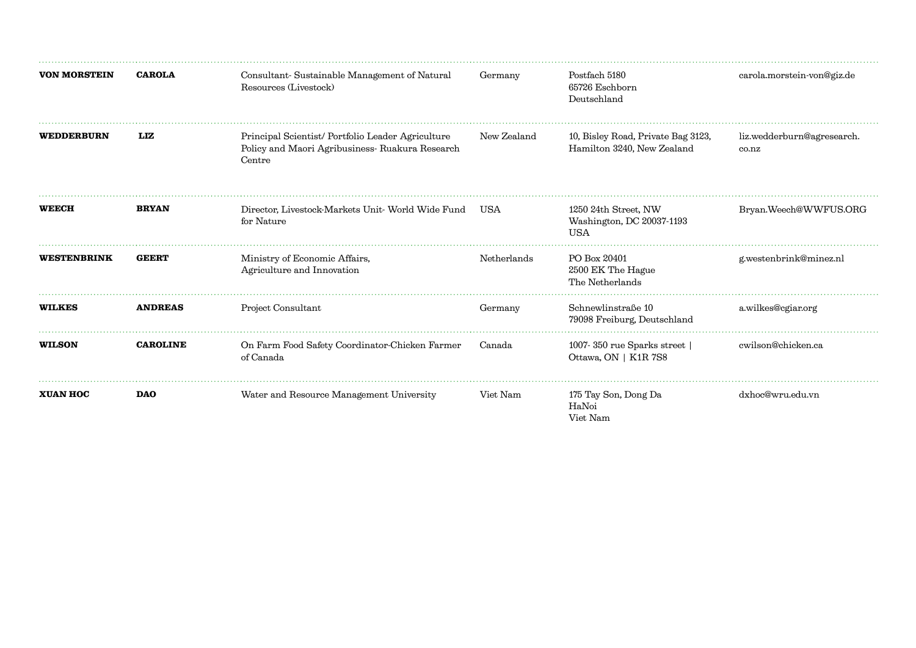| | | | | | |
|---|---|---|---|---|---|
| **VON MORSTEIN** | **CAROLA** | Consultant- Sustainable Management of Natural Resources (Livestock) | Germany | Postfach 5180<br>65726 Eschborn<br>Deutschland | carola.morstein-von@giz.de |
| **WEDDERBURN** | **LIZ** | Principal Scientist/ Portfolio Leader Agriculture Policy and Maori Agribusiness- Ruakura Research Centre | New Zealand | 10, Bisley Road, Private Bag 3123, Hamilton 3240, New Zealand | liz.wedderburn@agresearch.co.nz |
| **WEECH** | **BRYAN** | Director, Livestock-Markets Unit- World Wide Fund for Nature | USA | 1250 24th Street, NW<br>Washington, DC 20037-1193<br>USA | Bryan.Weech@WWFUS.ORG |
| **WESTENBRINK** | **GEERT** | Ministry of Economic Affairs, Agriculture and Innovation | Netherlands | PO Box 20401<br>2500 EK The Hague<br>The Netherlands | g.westenbrink@minez.nl |
| **WILKES** | **ANDREAS** | Project Consultant | Germany | Schnewlinstraße 10<br>79098 Freiburg, Deutschland | a.wilkes@cgiar.org |
| **WILSON** | **CAROLINE** | On Farm Food Safety Coordinator-Chicken Farmer of Canada | Canada | 1007- 350 rue Sparks street \|<br>Ottawa, ON \| K1R 7S8 | cwilson@chicken.ca |
| **XUAN HOC** | **DAO** | Water and Resource Management University | Viet Nam | 175 Tay Son, Dong Da<br>HaNoi<br>Viet Nam | dxhoc@wru.edu.vn |